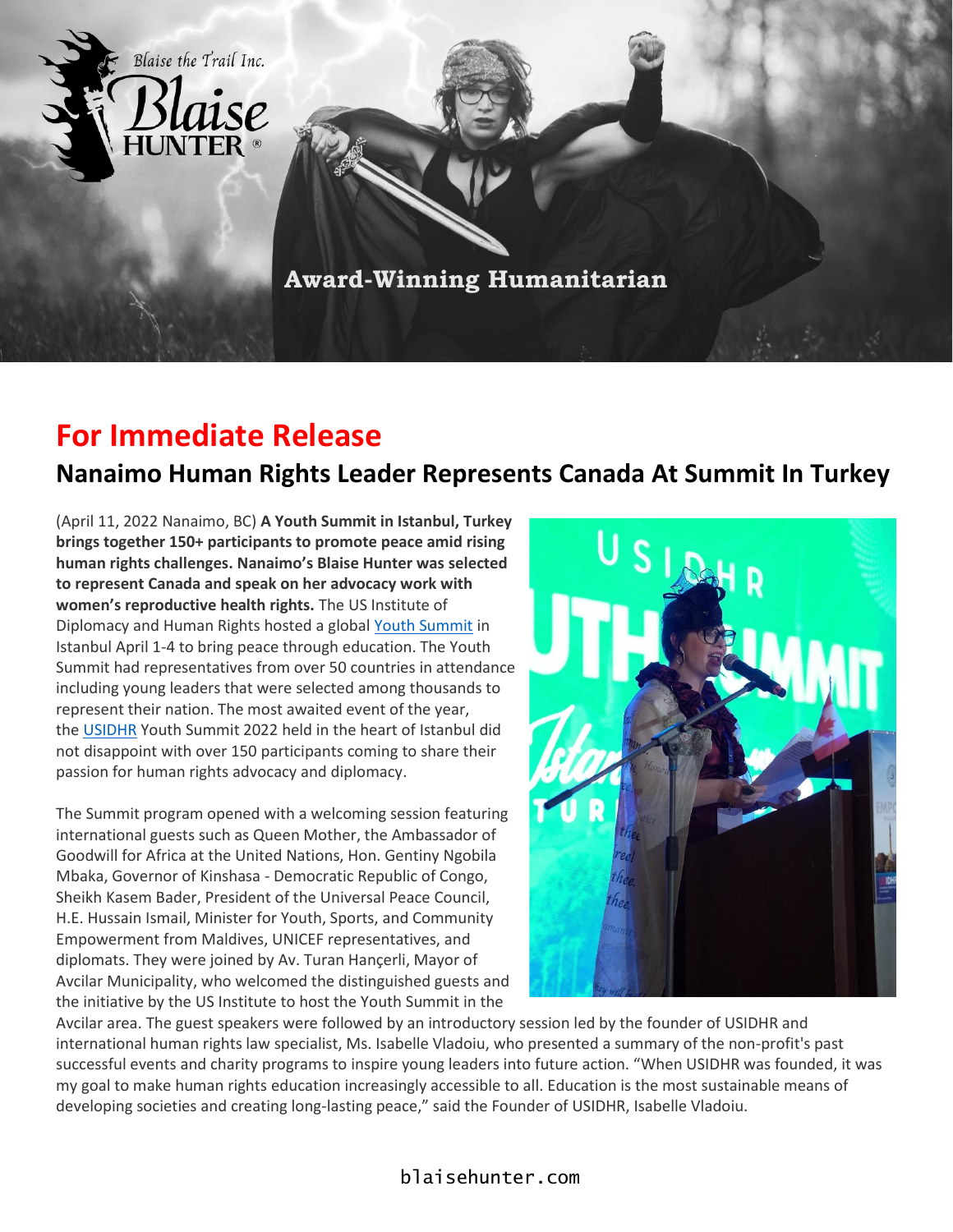Blaise the Trail Inc.

Blaise HUNTER®

Award-Winning Humanitarian

# For Immediate Release

## Nanaimo Human Rights Leader Represents Canada At Summit In Turkey

(April 11, 2022 Nanaimo, BC) **A Youth Summit in Istanbul, Turkey brings together 150+ participants to promote peace amid rising human rights challenges. Nanaimo's Blaise Hunter was selected to represent Canada and speak on her advocacy work with women's reproductive health rights.** The US Institute of Diplomacy and Human Rights hosted a global Youth Summit in Istanbul April 1-4 to bring peace through education. The Youth Summit had representatives from over 50 countries in attendance including young leaders that were selected among thousands to represent their nation. The most awaited event of the year, the USIDHR Youth Summit 2022 held in the heart of Istanbul did not disappoint with over 150 participants coming to share their passion for human rights advocacy and diplomacy.

The Summit program opened with a welcoming session featuring international guests such as Queen Mother, the Ambassador of Goodwill for Africa at the United Nations, Hon. Gentiny Ngobila Mbaka, Governor of Kinshasa - Democratic Republic of Congo, Sheikh Kasem Bader, President of the Universal Peace Council, H.E. Hussain Ismail, Minister for Youth, Sports, and Community Empowerment from Maldives, UNICEF representatives, and diplomats. They were joined by Av. Turan Hançerli, Mayor of Avcilar Municipality, who welcomed the distinguished guests and the initiative by the US Institute to host the Youth Summit in the Avcilar area. The guest speakers were followed by an introductory session led by the founder of USIDHR and international human rights law specialist, Ms. Isabelle Vladoiu, who presented a summary of the non-profit's past successful events and charity programs to inspire young leaders into future action. "When USIDHR was founded, it was my goal to make human rights education increasingly accessible to all. Education is the most sustainable means of developing societies and creating long-lasting peace," said the Founder of USIDHR, Isabelle Vladoiu.

blaisehunter.com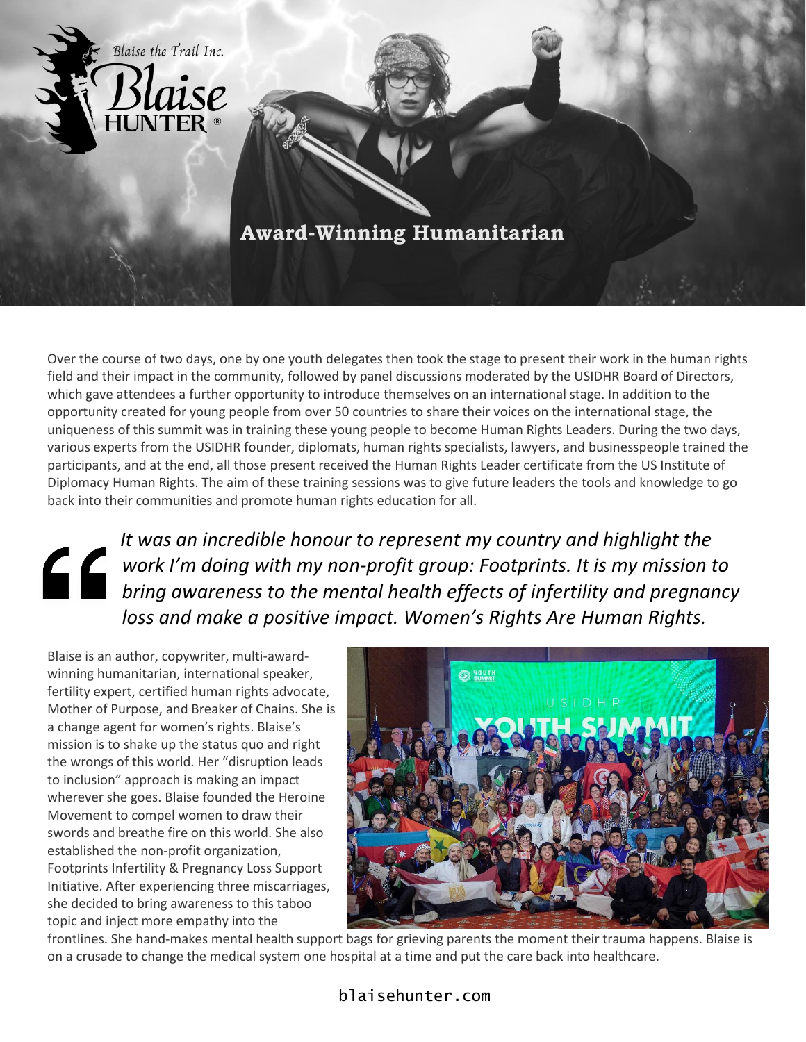Blaise the Trail Inc.

Blaise HUNTER®

## Award-Winning Humanitarian

Over the course of two days, one by one youth delegates then took the stage to present their work in the human rights field and their impact in the community, followed by panel discussions moderated by the USIDHR Board of Directors, which gave attendees a further opportunity to introduce themselves on an international stage. In addition to the opportunity created for young people from over 50 countries to share their voices on the international stage, the uniqueness of this summit was in training these young people to become Human Rights Leaders. During the two days, various experts from the USIDHR founder, diplomats, human rights specialists, lawyers, and businesspeople trained the participants, and at the end, all those present received the Human Rights Leader certificate from the US Institute of Diplomacy Human Rights. The aim of these training sessions was to give future leaders the tools and knowledge to go back into their communities and promote human rights education for all.

> *It was an incredible honour to represent my country and highlight the work I'm doing with my non-profit group: Footprints. It is my mission to bring awareness to the mental health effects of infertility and pregnancy loss and make a positive impact. Women's Rights Are Human Rights.*

Blaise is an author, copywriter, multi-award-winning humanitarian, international speaker, fertility expert, certified human rights advocate, Mother of Purpose, and Breaker of Chains. She is a change agent for women's rights. Blaise's mission is to shake up the status quo and right the wrongs of this world. Her "disruption leads to inclusion" approach is making an impact wherever she goes. Blaise founded the Heroine Movement to compel women to draw their swords and breathe fire on this world. She also established the non-profit organization, Footprints Infertility & Pregnancy Loss Support Initiative. After experiencing three miscarriages, she decided to bring awareness to this taboo topic and inject more empathy into the frontlines. She hand-makes mental health support bags for grieving parents the moment their trauma happens. Blaise is on a crusade to change the medical system one hospital at a time and put the care back into healthcare.

blaisehunter.com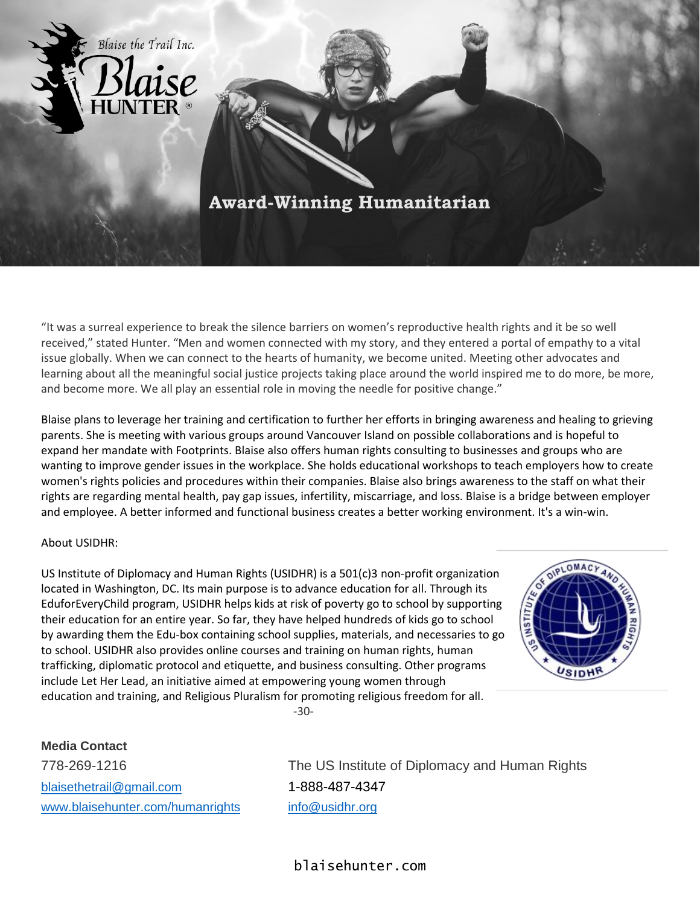Blaise the Trail Inc.

Blaise HUNTER®

**Award-Winning Humanitarian**

"It was a surreal experience to break the silence barriers on women's reproductive health rights and it be so well received," stated Hunter. "Men and women connected with my story, and they entered a portal of empathy to a vital issue globally. When we can connect to the hearts of humanity, we become united. Meeting other advocates and learning about all the meaningful social justice projects taking place around the world inspired me to do more, be more, and become more. We all play an essential role in moving the needle for positive change."

Blaise plans to leverage her training and certification to further her efforts in bringing awareness and healing to grieving parents. She is meeting with various groups around Vancouver Island on possible collaborations and is hopeful to expand her mandate with Footprints. Blaise also offers human rights consulting to businesses and groups who are wanting to improve gender issues in the workplace. She holds educational workshops to teach employers how to create women's rights policies and procedures within their companies. Blaise also brings awareness to the staff on what their rights are regarding mental health, pay gap issues, infertility, miscarriage, and loss. Blaise is a bridge between employer and employee. A better informed and functional business creates a better working environment. It's a win-win.

About USIDHR:

US Institute of Diplomacy and Human Rights (USIDHR) is a 501(c)3 non-profit organization located in Washington, DC. Its main purpose is to advance education for all. Through its EduforEveryChild program, USIDHR helps kids at risk of poverty go to school by supporting their education for an entire year. So far, they have helped hundreds of kids go to school by awarding them the Edu-box containing school supplies, materials, and necessaries to go to school. USIDHR also provides online courses and training on human rights, human trafficking, diplomatic protocol and etiquette, and business consulting. Other programs include Let Her Lead, an initiative aimed at empowering young women through education and training, and Religious Pluralism for promoting religious freedom for all.

-30-

**Media Contact**

778-269-1216
blaisethetrail@gmail.com
www.blaisehunter.com/humanrights

The US Institute of Diplomacy and Human Rights
1-888-487-4347
info@usidhr.org

blaisehunter.com